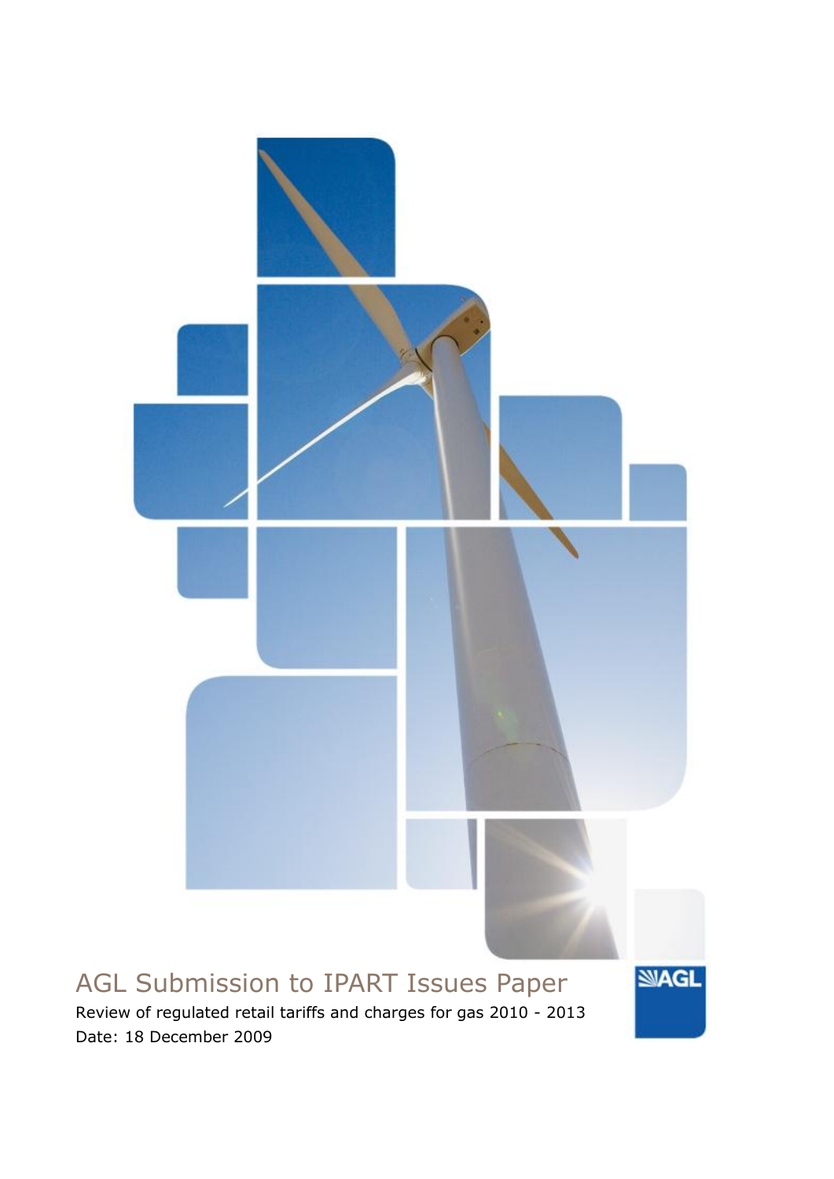# AGL Submission to IPART Issues Paper

Review of regulated retail tariffs and charges for gas 2010 - 2013

Date: 18 December 2009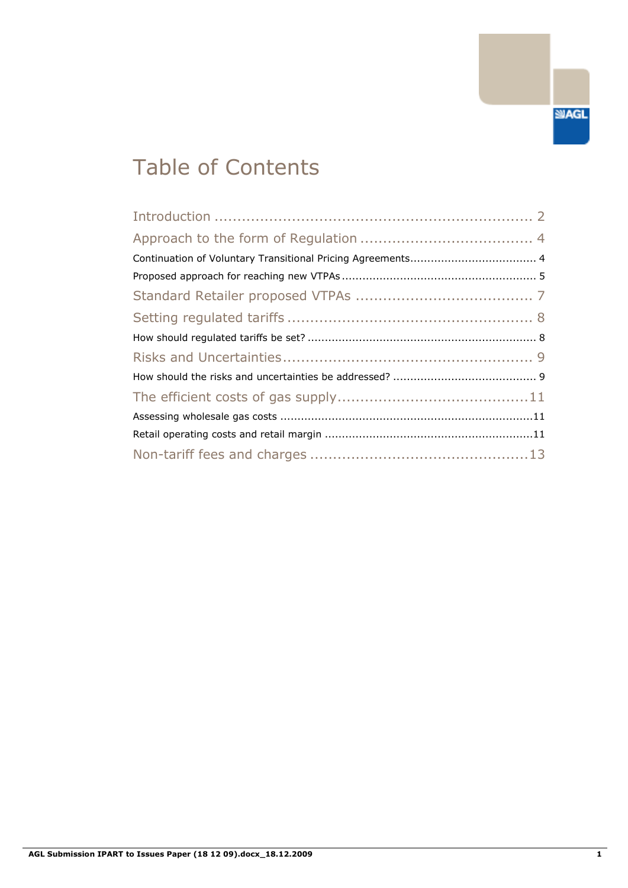# Table of Contents

Introduction ........................................................................ 2

Approach to the form of Regulation ...................................... 4

Continuation of Voluntary Transitional Pricing Agreements..................................... 4

Proposed approach for reaching new VTPAs ......................................................... 5

Standard Retailer proposed VTPAs ....................................... 7

Setting regulated tariffs ....................................................... 8

How should regulated tariffs be set? ................................................................... 8

Risks and Uncertainties........................................................ 9

How should the risks and uncertainties be addressed? .......................................... 9

The efficient costs of gas supply..........................................11

Assessing wholesale gas costs ..........................................................................11

Retail operating costs and retail margin .............................................................11

Non-tariff fees and charges .................................................13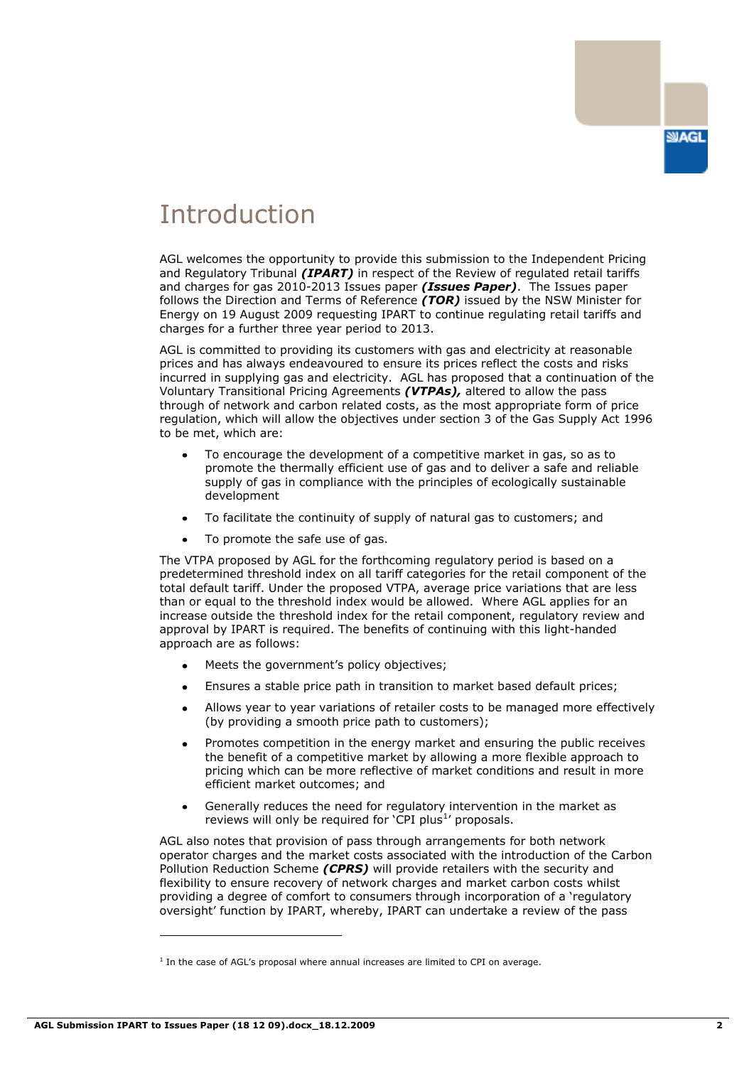# Introduction

AGL welcomes the opportunity to provide this submission to the Independent Pricing and Regulatory Tribunal ***(IPART)*** in respect of the Review of regulated retail tariffs and charges for gas 2010-2013 Issues paper ***(Issues Paper)***. The Issues paper follows the Direction and Terms of Reference ***(TOR)*** issued by the NSW Minister for Energy on 19 August 2009 requesting IPART to continue regulating retail tariffs and charges for a further three year period to 2013.

AGL is committed to providing its customers with gas and electricity at reasonable prices and has always endeavoured to ensure its prices reflect the costs and risks incurred in supplying gas and electricity. AGL has proposed that a continuation of the Voluntary Transitional Pricing Agreements ***(VTPAs),*** altered to allow the pass through of network and carbon related costs, as the most appropriate form of price regulation, which will allow the objectives under section 3 of the Gas Supply Act 1996 to be met, which are:

- To encourage the development of a competitive market in gas, so as to promote the thermally efficient use of gas and to deliver a safe and reliable supply of gas in compliance with the principles of ecologically sustainable development
- To facilitate the continuity of supply of natural gas to customers; and
- To promote the safe use of gas.

The VTPA proposed by AGL for the forthcoming regulatory period is based on a predetermined threshold index on all tariff categories for the retail component of the total default tariff. Under the proposed VTPA, average price variations that are less than or equal to the threshold index would be allowed. Where AGL applies for an increase outside the threshold index for the retail component, regulatory review and approval by IPART is required. The benefits of continuing with this light-handed approach are as follows:

- Meets the government's policy objectives;
- Ensures a stable price path in transition to market based default prices;
- Allows year to year variations of retailer costs to be managed more effectively (by providing a smooth price path to customers);
- Promotes competition in the energy market and ensuring the public receives the benefit of a competitive market by allowing a more flexible approach to pricing which can be more reflective of market conditions and result in more efficient market outcomes; and
- Generally reduces the need for regulatory intervention in the market as reviews will only be required for 'CPI plus[1]' proposals.

AGL also notes that provision of pass through arrangements for both network operator charges and the market costs associated with the introduction of the Carbon Pollution Reduction Scheme ***(CPRS)*** will provide retailers with the security and flexibility to ensure recovery of network charges and market carbon costs whilst providing a degree of comfort to consumers through incorporation of a 'regulatory oversight' function by IPART, whereby, IPART can undertake a review of the pass

[1] In the case of AGL's proposal where annual increases are limited to CPI on average.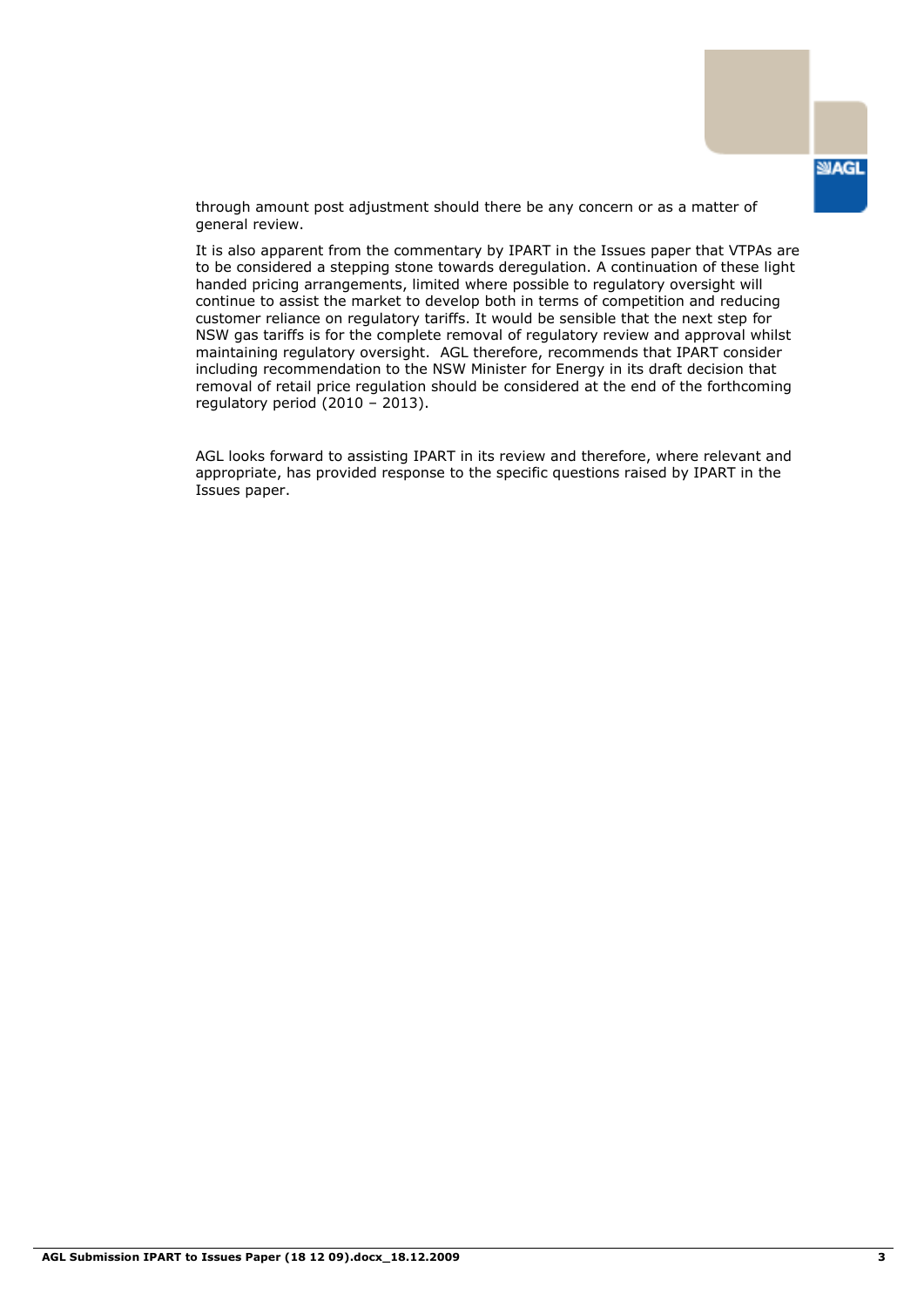through amount post adjustment should there be any concern or as a matter of general review.

It is also apparent from the commentary by IPART in the Issues paper that VTPAs are to be considered a stepping stone towards deregulation. A continuation of these light handed pricing arrangements, limited where possible to regulatory oversight will continue to assist the market to develop both in terms of competition and reducing customer reliance on regulatory tariffs. It would be sensible that the next step for NSW gas tariffs is for the complete removal of regulatory review and approval whilst maintaining regulatory oversight. AGL therefore, recommends that IPART consider including recommendation to the NSW Minister for Energy in its draft decision that removal of retail price regulation should be considered at the end of the forthcoming regulatory period (2010 – 2013).

AGL looks forward to assisting IPART in its review and therefore, where relevant and appropriate, has provided response to the specific questions raised by IPART in the Issues paper.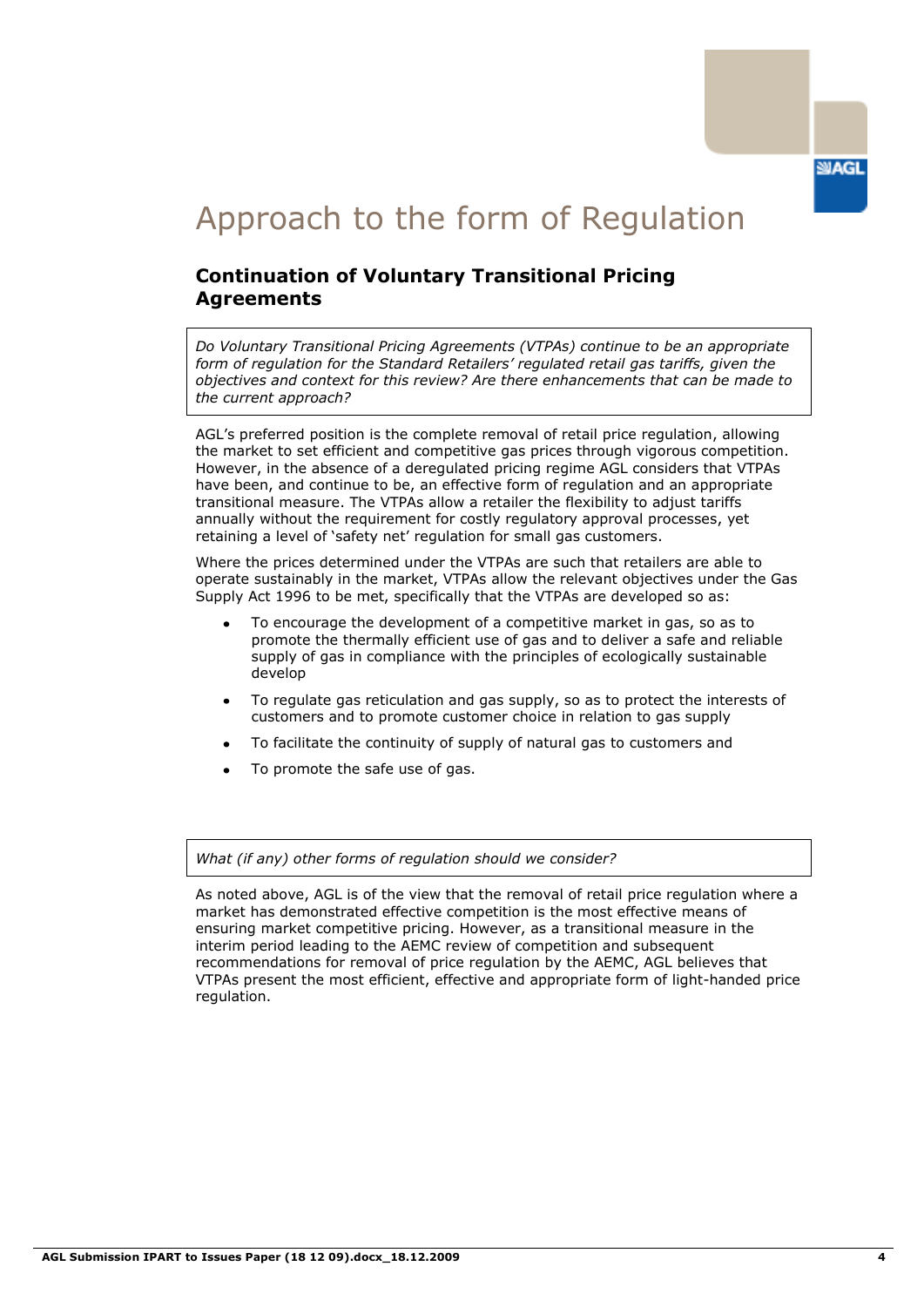# Approach to the form of Regulation

## Continuation of Voluntary Transitional Pricing Agreements

*Do Voluntary Transitional Pricing Agreements (VTPAs) continue to be an appropriate form of regulation for the Standard Retailers' regulated retail gas tariffs, given the objectives and context for this review? Are there enhancements that can be made to the current approach?*

AGL's preferred position is the complete removal of retail price regulation, allowing the market to set efficient and competitive gas prices through vigorous competition. However, in the absence of a deregulated pricing regime AGL considers that VTPAs have been, and continue to be, an effective form of regulation and an appropriate transitional measure. The VTPAs allow a retailer the flexibility to adjust tariffs annually without the requirement for costly regulatory approval processes, yet retaining a level of 'safety net' regulation for small gas customers.

Where the prices determined under the VTPAs are such that retailers are able to operate sustainably in the market, VTPAs allow the relevant objectives under the Gas Supply Act 1996 to be met, specifically that the VTPAs are developed so as:

- To encourage the development of a competitive market in gas, so as to promote the thermally efficient use of gas and to deliver a safe and reliable supply of gas in compliance with the principles of ecologically sustainable develop
- To regulate gas reticulation and gas supply, so as to protect the interests of customers and to promote customer choice in relation to gas supply
- To facilitate the continuity of supply of natural gas to customers and
- To promote the safe use of gas.

*What (if any) other forms of regulation should we consider?*

As noted above, AGL is of the view that the removal of retail price regulation where a market has demonstrated effective competition is the most effective means of ensuring market competitive pricing. However, as a transitional measure in the interim period leading to the AEMC review of competition and subsequent recommendations for removal of price regulation by the AEMC, AGL believes that VTPAs present the most efficient, effective and appropriate form of light-handed price regulation.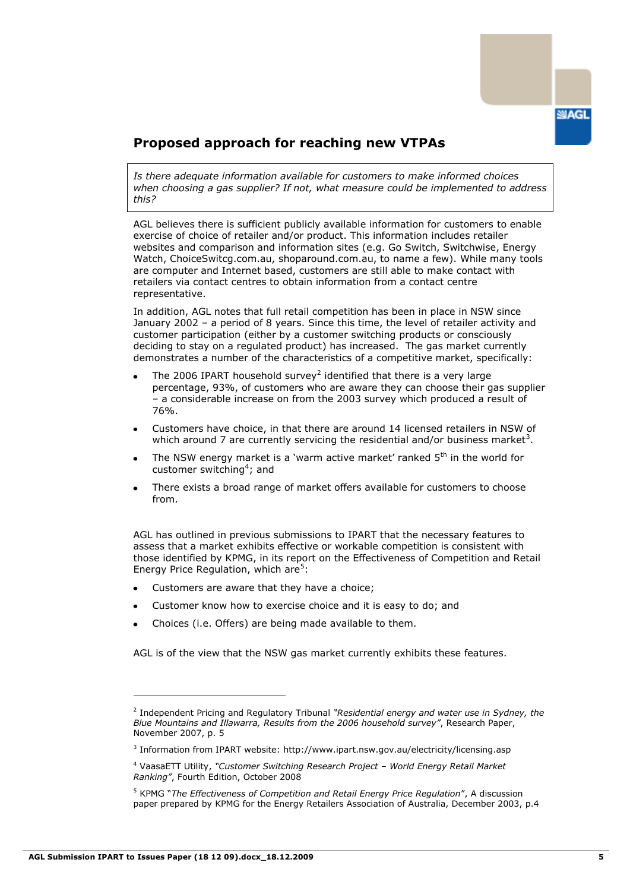## Proposed approach for reaching new VTPAs

> *Is there adequate information available for customers to make informed choices when choosing a gas supplier? If not, what measure could be implemented to address this?*

AGL believes there is sufficient publicly available information for customers to enable exercise of choice of retailer and/or product. This information includes retailer websites and comparison and information sites (e.g. Go Switch, Switchwise, Energy Watch, ChoiceSwitcg.com.au, shoparound.com.au, to name a few). While many tools are computer and Internet based, customers are still able to make contact with retailers via contact centres to obtain information from a contact centre representative.

In addition, AGL notes that full retail competition has been in place in NSW since January 2002 – a period of 8 years. Since this time, the level of retailer activity and customer participation (either by a customer switching products or consciously deciding to stay on a regulated product) has increased. The gas market currently demonstrates a number of the characteristics of a competitive market, specifically:

- The 2006 IPART household survey[2] identified that there is a very large percentage, 93%, of customers who are aware they can choose their gas supplier – a considerable increase on from the 2003 survey which produced a result of 76%.
- Customers have choice, in that there are around 14 licensed retailers in NSW of which around 7 are currently servicing the residential and/or business market[3].
- The NSW energy market is a 'warm active market' ranked 5th in the world for customer switching[4]; and
- There exists a broad range of market offers available for customers to choose from.

AGL has outlined in previous submissions to IPART that the necessary features to assess that a market exhibits effective or workable competition is consistent with those identified by KPMG, in its report on the Effectiveness of Competition and Retail Energy Price Regulation, which are[5]:

- Customers are aware that they have a choice;
- Customer know how to exercise choice and it is easy to do; and
- Choices (i.e. Offers) are being made available to them.

AGL is of the view that the NSW gas market currently exhibits these features.

---

[2] Independent Pricing and Regulatory Tribunal *"Residential energy and water use in Sydney, the Blue Mountains and Illawarra, Results from the 2006 household survey"*, Research Paper, November 2007, p. 5

[3] Information from IPART website: http://www.ipart.nsw.gov.au/electricity/licensing.asp

[4] VaasaETT Utility, *"Customer Switching Research Project – World Energy Retail Market Ranking"*, Fourth Edition, October 2008

[5] KPMG "*The Effectiveness of Competition and Retail Energy Price Regulation*", A discussion paper prepared by KPMG for the Energy Retailers Association of Australia, December 2003, p.4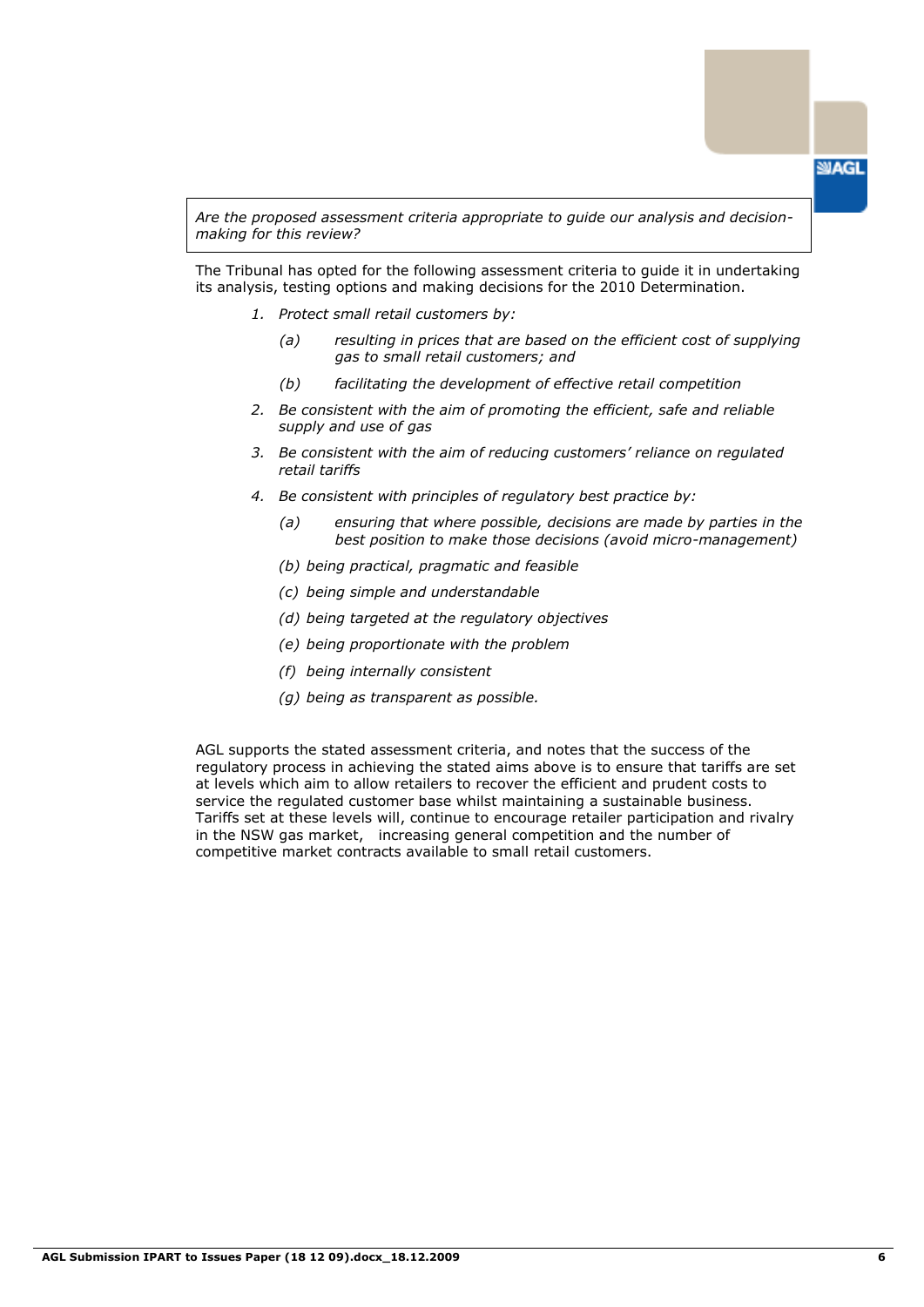*Are the proposed assessment criteria appropriate to guide our analysis and decision-making for this review?*

The Tribunal has opted for the following assessment criteria to guide it in undertaking its analysis, testing options and making decisions for the 2010 Determination.

1. *Protect small retail customers by:*
   - *(a) resulting in prices that are based on the efficient cost of supplying gas to small retail customers; and*
   - *(b) facilitating the development of effective retail competition*
2. *Be consistent with the aim of promoting the efficient, safe and reliable supply and use of gas*
3. *Be consistent with the aim of reducing customers' reliance on regulated retail tariffs*
4. *Be consistent with principles of regulatory best practice by:*
   - *(a) ensuring that where possible, decisions are made by parties in the best position to make those decisions (avoid micro-management)*
   - *(b) being practical, pragmatic and feasible*
   - *(c) being simple and understandable*
   - *(d) being targeted at the regulatory objectives*
   - *(e) being proportionate with the problem*
   - *(f) being internally consistent*
   - *(g) being as transparent as possible.*

AGL supports the stated assessment criteria, and notes that the success of the regulatory process in achieving the stated aims above is to ensure that tariffs are set at levels which aim to allow retailers to recover the efficient and prudent costs to service the regulated customer base whilst maintaining a sustainable business. Tariffs set at these levels will, continue to encourage retailer participation and rivalry in the NSW gas market, increasing general competition and the number of competitive market contracts available to small retail customers.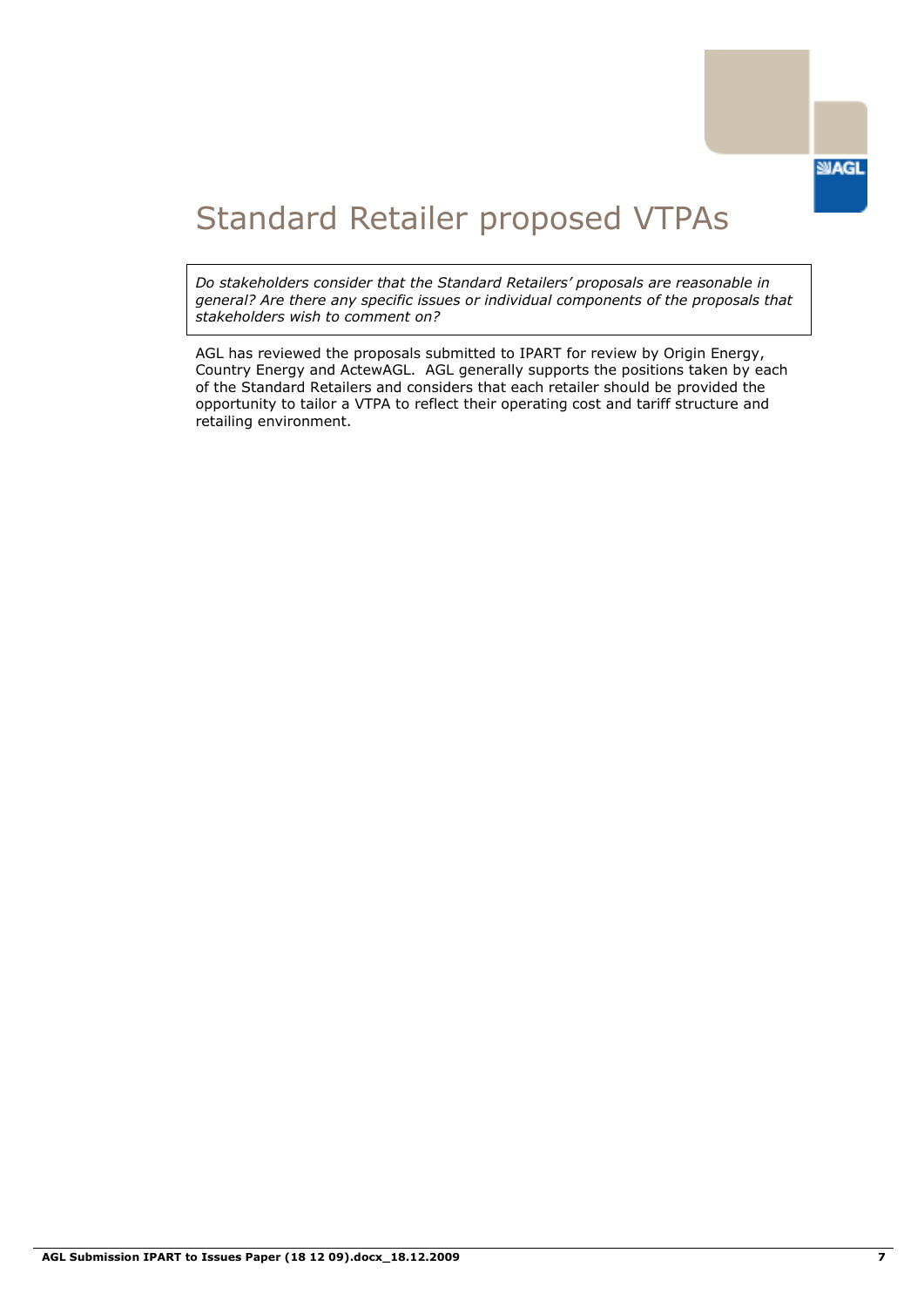# Standard Retailer proposed VTPAs

*Do stakeholders consider that the Standard Retailers' proposals are reasonable in general? Are there any specific issues or individual components of the proposals that stakeholders wish to comment on?*

AGL has reviewed the proposals submitted to IPART for review by Origin Energy, Country Energy and ActewAGL. AGL generally supports the positions taken by each of the Standard Retailers and considers that each retailer should be provided the opportunity to tailor a VTPA to reflect their operating cost and tariff structure and retailing environment.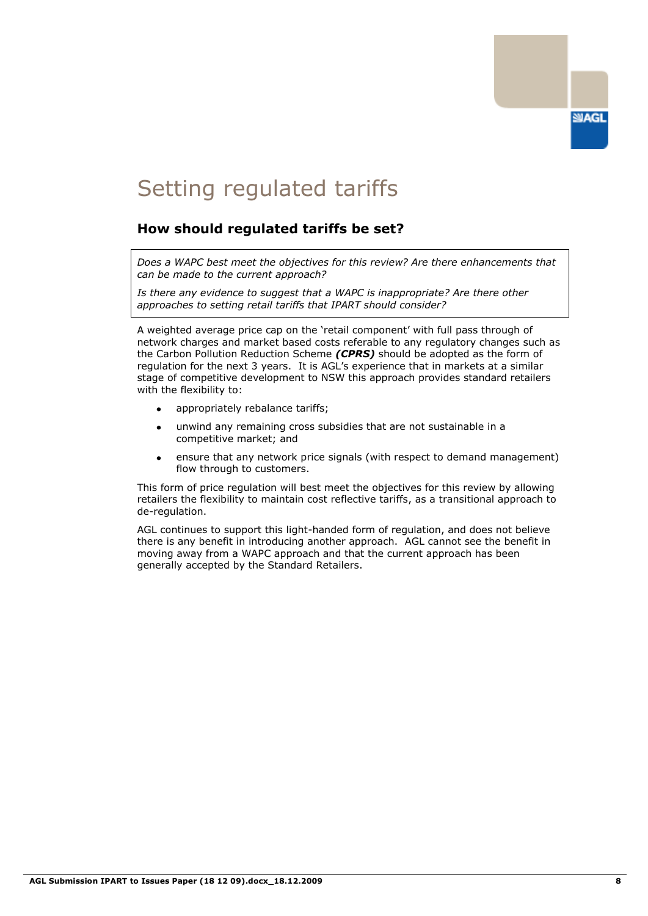# Setting regulated tariffs

## How should regulated tariffs be set?

*Does a WAPC best meet the objectives for this review? Are there enhancements that can be made to the current approach?*

*Is there any evidence to suggest that a WAPC is inappropriate? Are there other approaches to setting retail tariffs that IPART should consider?*

A weighted average price cap on the 'retail component' with full pass through of network charges and market based costs referable to any regulatory changes such as the Carbon Pollution Reduction Scheme ***(CPRS)*** should be adopted as the form of regulation for the next 3 years. It is AGL's experience that in markets at a similar stage of competitive development to NSW this approach provides standard retailers with the flexibility to:

- appropriately rebalance tariffs;
- unwind any remaining cross subsidies that are not sustainable in a competitive market; and
- ensure that any network price signals (with respect to demand management) flow through to customers.

This form of price regulation will best meet the objectives for this review by allowing retailers the flexibility to maintain cost reflective tariffs, as a transitional approach to de-regulation.

AGL continues to support this light-handed form of regulation, and does not believe there is any benefit in introducing another approach. AGL cannot see the benefit in moving away from a WAPC approach and that the current approach has been generally accepted by the Standard Retailers.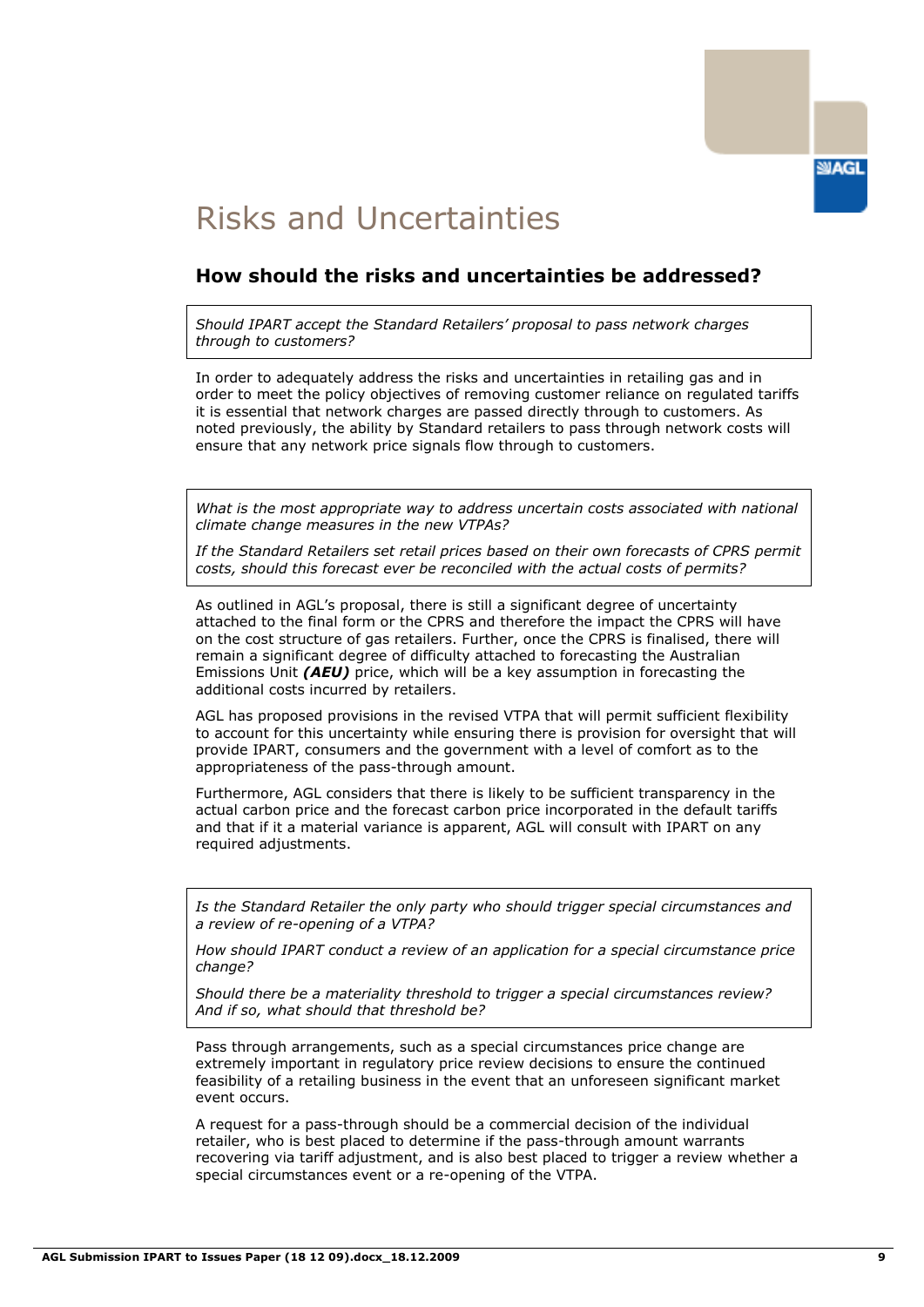# Risks and Uncertainties

## How should the risks and uncertainties be addressed?

*Should IPART accept the Standard Retailers' proposal to pass network charges through to customers?*

In order to adequately address the risks and uncertainties in retailing gas and in order to meet the policy objectives of removing customer reliance on regulated tariffs it is essential that network charges are passed directly through to customers. As noted previously, the ability by Standard retailers to pass through network costs will ensure that any network price signals flow through to customers.

*What is the most appropriate way to address uncertain costs associated with national climate change measures in the new VTPAs?*

*If the Standard Retailers set retail prices based on their own forecasts of CPRS permit costs, should this forecast ever be reconciled with the actual costs of permits?*

As outlined in AGL's proposal, there is still a significant degree of uncertainty attached to the final form or the CPRS and therefore the impact the CPRS will have on the cost structure of gas retailers. Further, once the CPRS is finalised, there will remain a significant degree of difficulty attached to forecasting the Australian Emissions Unit ***(AEU)*** price, which will be a key assumption in forecasting the additional costs incurred by retailers.

AGL has proposed provisions in the revised VTPA that will permit sufficient flexibility to account for this uncertainty while ensuring there is provision for oversight that will provide IPART, consumers and the government with a level of comfort as to the appropriateness of the pass-through amount.

Furthermore, AGL considers that there is likely to be sufficient transparency in the actual carbon price and the forecast carbon price incorporated in the default tariffs and that if it a material variance is apparent, AGL will consult with IPART on any required adjustments.

*Is the Standard Retailer the only party who should trigger special circumstances and a review of re-opening of a VTPA?*

*How should IPART conduct a review of an application for a special circumstance price change?*

*Should there be a materiality threshold to trigger a special circumstances review? And if so, what should that threshold be?*

Pass through arrangements, such as a special circumstances price change are extremely important in regulatory price review decisions to ensure the continued feasibility of a retailing business in the event that an unforeseen significant market event occurs.

A request for a pass-through should be a commercial decision of the individual retailer, who is best placed to determine if the pass-through amount warrants recovering via tariff adjustment, and is also best placed to trigger a review whether a special circumstances event or a re-opening of the VTPA.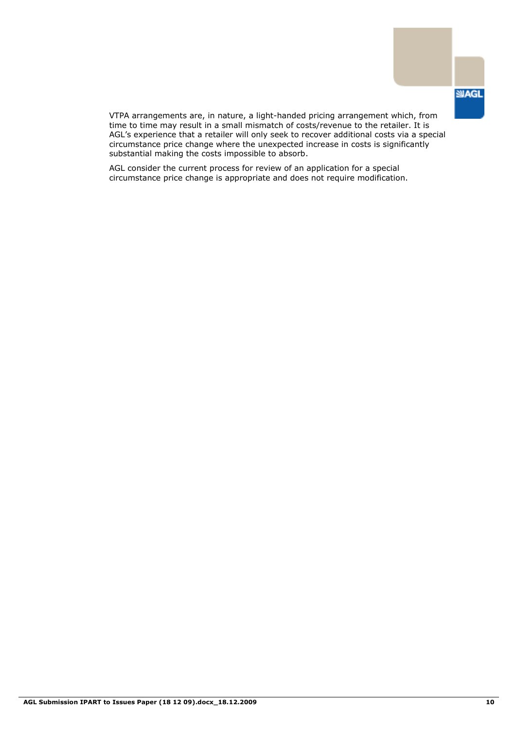VTPA arrangements are, in nature, a light-handed pricing arrangement which, from time to time may result in a small mismatch of costs/revenue to the retailer. It is AGL's experience that a retailer will only seek to recover additional costs via a special circumstance price change where the unexpected increase in costs is significantly substantial making the costs impossible to absorb.

AGL consider the current process for review of an application for a special circumstance price change is appropriate and does not require modification.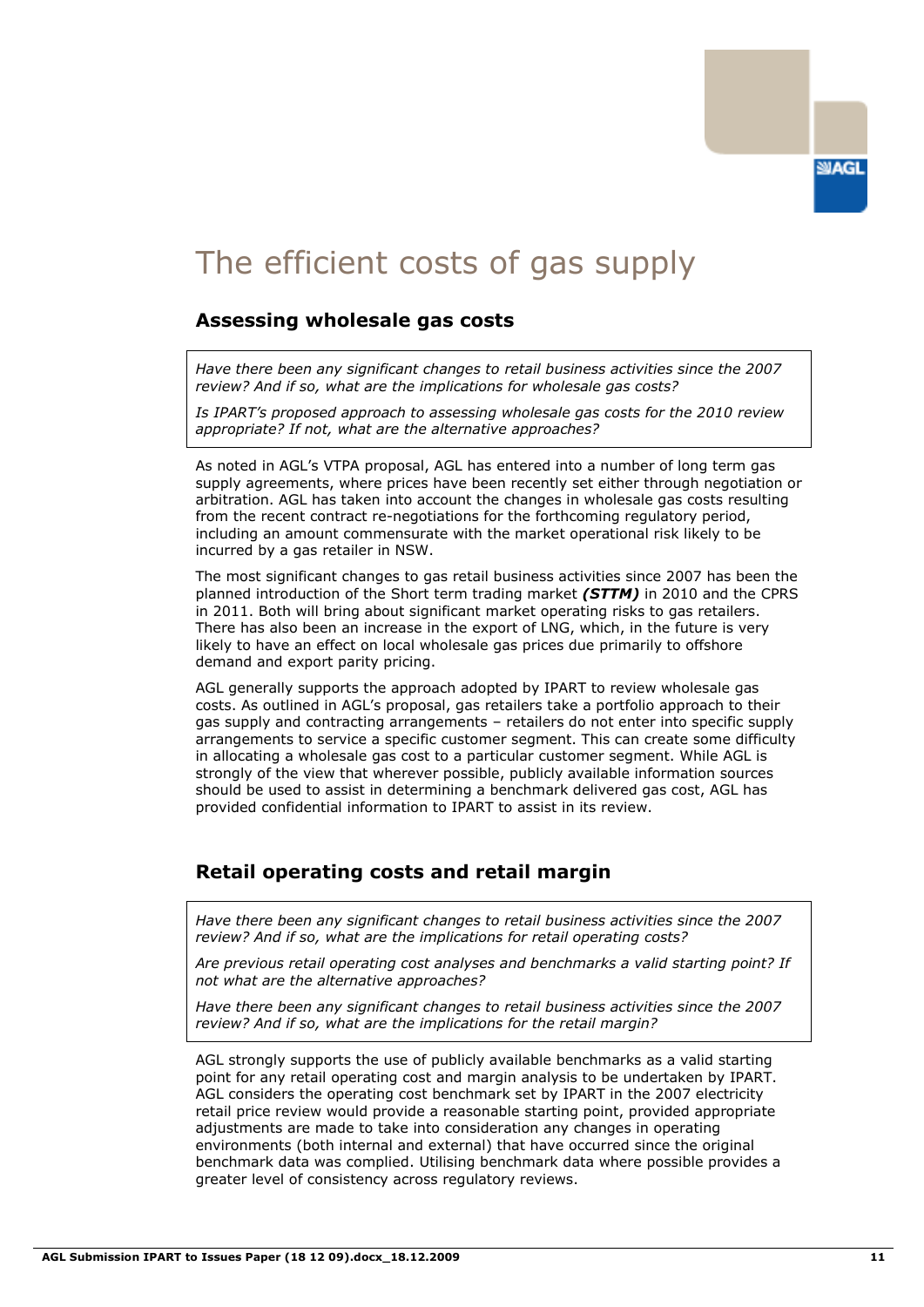# The efficient costs of gas supply

## Assessing wholesale gas costs

*Have there been any significant changes to retail business activities since the 2007 review? And if so, what are the implications for wholesale gas costs?*

*Is IPART's proposed approach to assessing wholesale gas costs for the 2010 review appropriate? If not, what are the alternative approaches?*

As noted in AGL's VTPA proposal, AGL has entered into a number of long term gas supply agreements, where prices have been recently set either through negotiation or arbitration. AGL has taken into account the changes in wholesale gas costs resulting from the recent contract re-negotiations for the forthcoming regulatory period, including an amount commensurate with the market operational risk likely to be incurred by a gas retailer in NSW.

The most significant changes to gas retail business activities since 2007 has been the planned introduction of the Short term trading market ***(STTM)*** in 2010 and the CPRS in 2011. Both will bring about significant market operating risks to gas retailers. There has also been an increase in the export of LNG, which, in the future is very likely to have an effect on local wholesale gas prices due primarily to offshore demand and export parity pricing.

AGL generally supports the approach adopted by IPART to review wholesale gas costs. As outlined in AGL's proposal, gas retailers take a portfolio approach to their gas supply and contracting arrangements – retailers do not enter into specific supply arrangements to service a specific customer segment. This can create some difficulty in allocating a wholesale gas cost to a particular customer segment. While AGL is strongly of the view that wherever possible, publicly available information sources should be used to assist in determining a benchmark delivered gas cost, AGL has provided confidential information to IPART to assist in its review.

## Retail operating costs and retail margin

*Have there been any significant changes to retail business activities since the 2007 review? And if so, what are the implications for retail operating costs?*

*Are previous retail operating cost analyses and benchmarks a valid starting point? If not what are the alternative approaches?*

*Have there been any significant changes to retail business activities since the 2007 review? And if so, what are the implications for the retail margin?*

AGL strongly supports the use of publicly available benchmarks as a valid starting point for any retail operating cost and margin analysis to be undertaken by IPART. AGL considers the operating cost benchmark set by IPART in the 2007 electricity retail price review would provide a reasonable starting point, provided appropriate adjustments are made to take into consideration any changes in operating environments (both internal and external) that have occurred since the original benchmark data was complied. Utilising benchmark data where possible provides a greater level of consistency across regulatory reviews.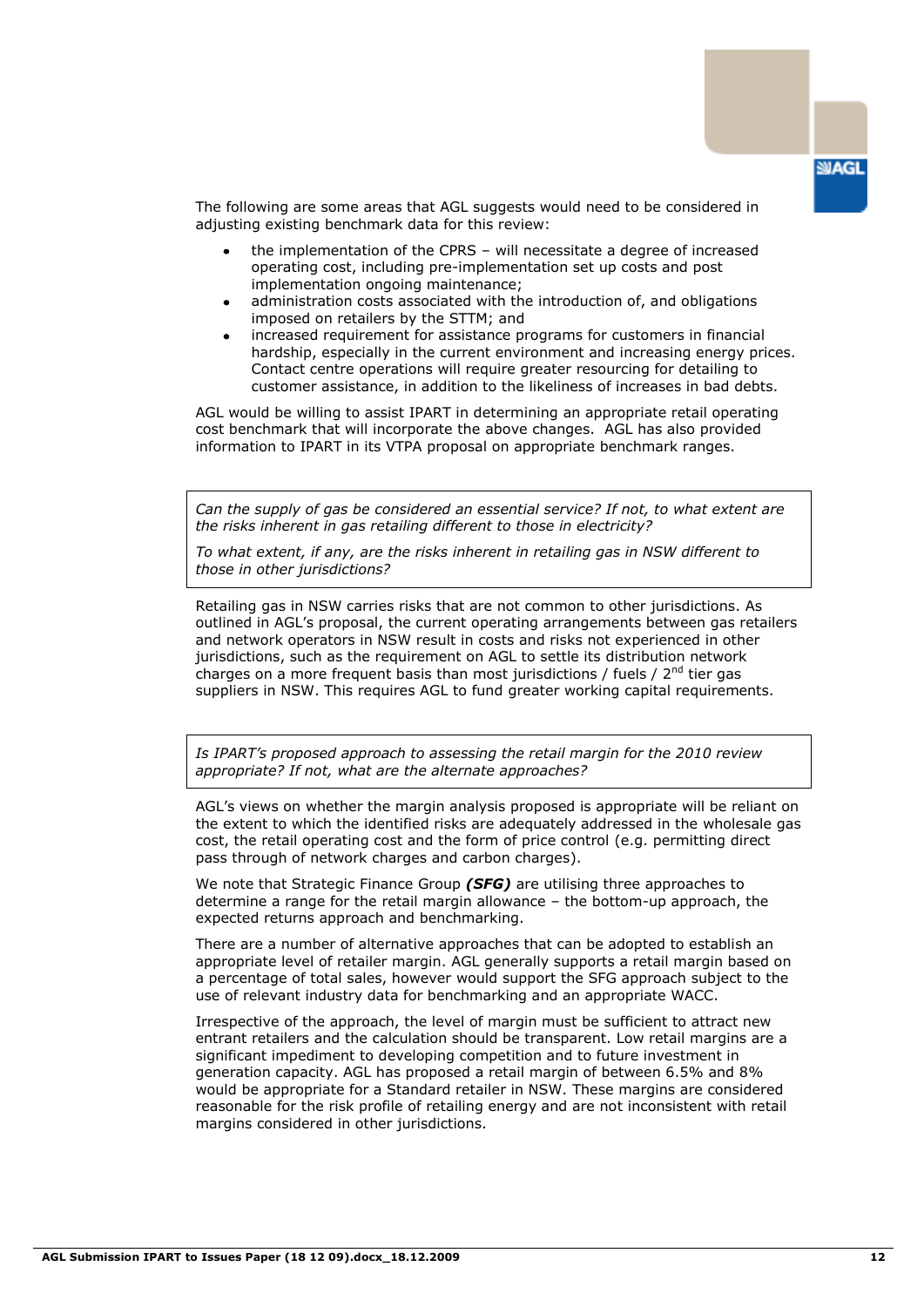The following are some areas that AGL suggests would need to be considered in adjusting existing benchmark data for this review:

- the implementation of the CPRS – will necessitate a degree of increased operating cost, including pre-implementation set up costs and post implementation ongoing maintenance;
- administration costs associated with the introduction of, and obligations imposed on retailers by the STTM; and
- increased requirement for assistance programs for customers in financial hardship, especially in the current environment and increasing energy prices. Contact centre operations will require greater resourcing for detailing to customer assistance, in addition to the likeliness of increases in bad debts.

AGL would be willing to assist IPART in determining an appropriate retail operating cost benchmark that will incorporate the above changes. AGL has also provided information to IPART in its VTPA proposal on appropriate benchmark ranges.

> *Can the supply of gas be considered an essential service? If not, to what extent are the risks inherent in gas retailing different to those in electricity?*
>
> *To what extent, if any, are the risks inherent in retailing gas in NSW different to those in other jurisdictions?*

Retailing gas in NSW carries risks that are not common to other jurisdictions. As outlined in AGL's proposal, the current operating arrangements between gas retailers and network operators in NSW result in costs and risks not experienced in other jurisdictions, such as the requirement on AGL to settle its distribution network charges on a more frequent basis than most jurisdictions / fuels / 2nd tier gas suppliers in NSW. This requires AGL to fund greater working capital requirements.

> *Is IPART's proposed approach to assessing the retail margin for the 2010 review appropriate? If not, what are the alternate approaches?*

AGL's views on whether the margin analysis proposed is appropriate will be reliant on the extent to which the identified risks are adequately addressed in the wholesale gas cost, the retail operating cost and the form of price control (e.g. permitting direct pass through of network charges and carbon charges).

We note that Strategic Finance Group ***(SFG)*** are utilising three approaches to determine a range for the retail margin allowance – the bottom-up approach, the expected returns approach and benchmarking.

There are a number of alternative approaches that can be adopted to establish an appropriate level of retailer margin. AGL generally supports a retail margin based on a percentage of total sales, however would support the SFG approach subject to the use of relevant industry data for benchmarking and an appropriate WACC.

Irrespective of the approach, the level of margin must be sufficient to attract new entrant retailers and the calculation should be transparent. Low retail margins are a significant impediment to developing competition and to future investment in generation capacity. AGL has proposed a retail margin of between 6.5% and 8% would be appropriate for a Standard retailer in NSW. These margins are considered reasonable for the risk profile of retailing energy and are not inconsistent with retail margins considered in other jurisdictions.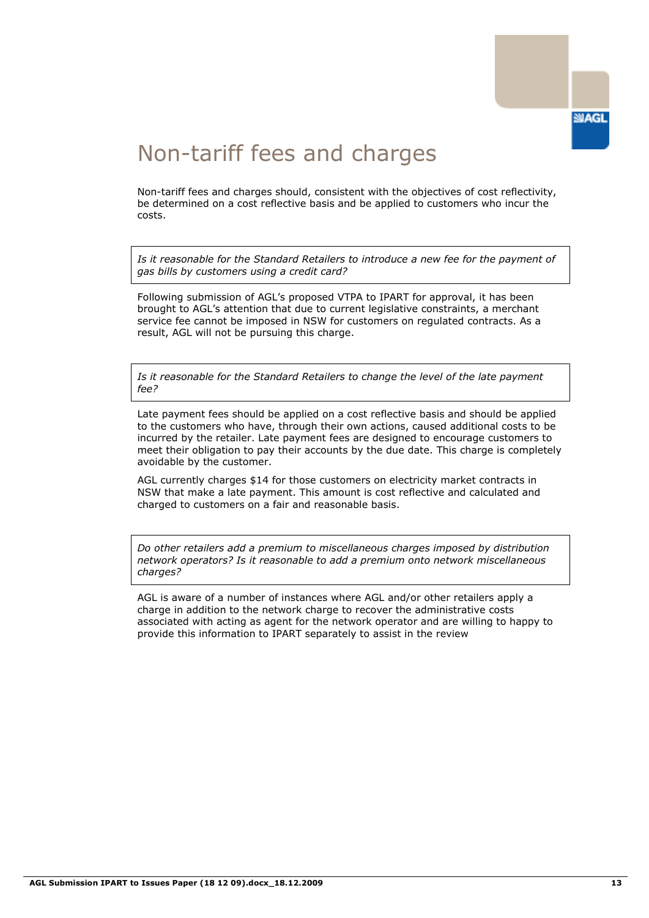# Non-tariff fees and charges

Non-tariff fees and charges should, consistent with the objectives of cost reflectivity, be determined on a cost reflective basis and be applied to customers who incur the costs.

*Is it reasonable for the Standard Retailers to introduce a new fee for the payment of gas bills by customers using a credit card?*

Following submission of AGL's proposed VTPA to IPART for approval, it has been brought to AGL's attention that due to current legislative constraints, a merchant service fee cannot be imposed in NSW for customers on regulated contracts. As a result, AGL will not be pursuing this charge.

*Is it reasonable for the Standard Retailers to change the level of the late payment fee?*

Late payment fees should be applied on a cost reflective basis and should be applied to the customers who have, through their own actions, caused additional costs to be incurred by the retailer. Late payment fees are designed to encourage customers to meet their obligation to pay their accounts by the due date. This charge is completely avoidable by the customer.

AGL currently charges $14 for those customers on electricity market contracts in NSW that make a late payment. This amount is cost reflective and calculated and charged to customers on a fair and reasonable basis.

*Do other retailers add a premium to miscellaneous charges imposed by distribution network operators? Is it reasonable to add a premium onto network miscellaneous charges?*

AGL is aware of a number of instances where AGL and/or other retailers apply a charge in addition to the network charge to recover the administrative costs associated with acting as agent for the network operator and are willing to happy to provide this information to IPART separately to assist in the review